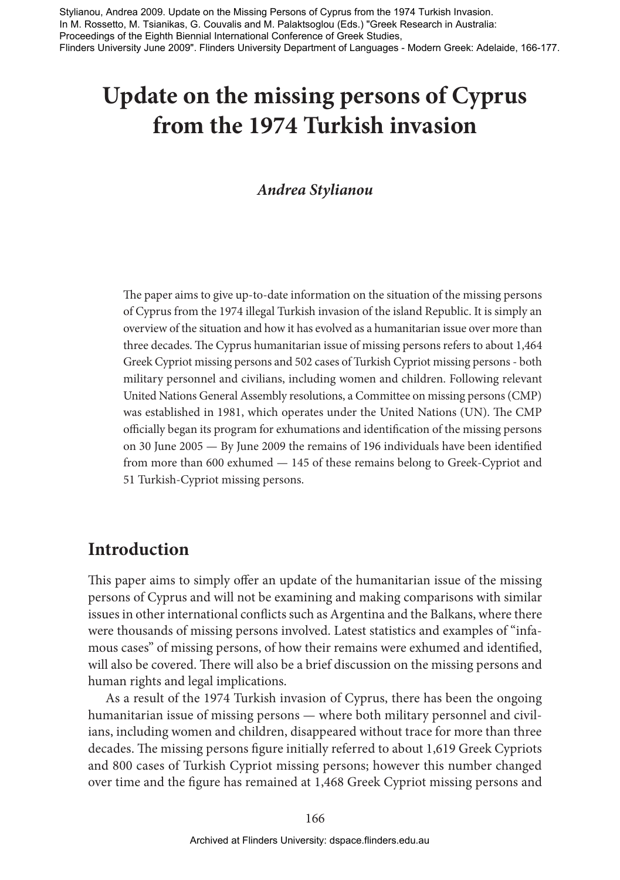Stylianou, Andrea 2009. Update on the Missing Persons of Cyprus from the 1974 Turkish Invasion.
In M. Rossetto, M. Tsianikas, G. Couvalis and M. Palaktsoglou (Eds.) "Greek Research in Australia: Proceedings of the Eighth Biennial International Conference of Greek Studies, Flinders University June 2009". Flinders University Department of Languages - Modern Greek: Adelaide, 166-177.

# Update on the missing persons of Cyprus from the 1974 Turkish invasion

***Andrea Stylianou***

The paper aims to give up-to-date information on the situation of the missing persons of Cyprus from the 1974 illegal Turkish invasion of the island Republic. It is simply an overview of the situation and how it has evolved as a humanitarian issue over more than three decades. The Cyprus humanitarian issue of missing persons refers to about 1,464 Greek Cypriot missing persons and 502 cases of Turkish Cypriot missing persons - both military personnel and civilians, including women and children. Following relevant United Nations General Assembly resolutions, a Committee on missing persons (CMP) was established in 1981, which operates under the United Nations (UN). The CMP officially began its program for exhumations and identification of the missing persons on 30 June 2005 — By June 2009 the remains of 196 individuals have been identified from more than 600 exhumed — 145 of these remains belong to Greek-Cypriot and 51 Turkish-Cypriot missing persons.

## Introduction

This paper aims to simply offer an update of the humanitarian issue of the missing persons of Cyprus and will not be examining and making comparisons with similar issues in other international conflicts such as Argentina and the Balkans, where there were thousands of missing persons involved. Latest statistics and examples of "infamous cases" of missing persons, of how their remains were exhumed and identified, will also be covered. There will also be a brief discussion on the missing persons and human rights and legal implications.

As a result of the 1974 Turkish invasion of Cyprus, there has been the ongoing humanitarian issue of missing persons — where both military personnel and civilians, including women and children, disappeared without trace for more than three decades. The missing persons figure initially referred to about 1,619 Greek Cypriots and 800 cases of Turkish Cypriot missing persons; however this number changed over time and the figure has remained at 1,468 Greek Cypriot missing persons and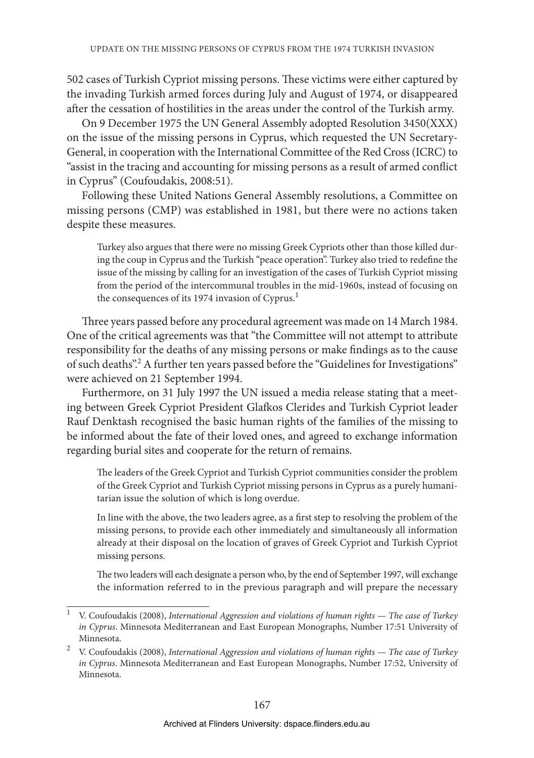502 cases of Turkish Cypriot missing persons. These victims were either captured by the invading Turkish armed forces during July and August of 1974, or disappeared after the cessation of hostilities in the areas under the control of the Turkish army.

On 9 December 1975 the UN General Assembly adopted Resolution 3450(XXX) on the issue of the missing persons in Cyprus, which requested the UN Secretary-General, in cooperation with the International Committee of the Red Cross (ICRC) to "assist in the tracing and accounting for missing persons as a result of armed conflict in Cyprus" (Coufoudakis, 2008:51).

Following these United Nations General Assembly resolutions, a Committee on missing persons (CMP) was established in 1981, but there were no actions taken despite these measures.

> Turkey also argues that there were no missing Greek Cypriots other than those killed during the coup in Cyprus and the Turkish "peace operation". Turkey also tried to redefine the issue of the missing by calling for an investigation of the cases of Turkish Cypriot missing from the period of the intercommunal troubles in the mid-1960s, instead of focusing on the consequences of its 1974 invasion of Cyprus.[1]

Three years passed before any procedural agreement was made on 14 March 1984. One of the critical agreements was that "the Committee will not attempt to attribute responsibility for the deaths of any missing persons or make findings as to the cause of such deaths".[2] A further ten years passed before the "Guidelines for Investigations" were achieved on 21 September 1994.

Furthermore, on 31 July 1997 the UN issued a media release stating that a meeting between Greek Cypriot President Glafkos Clerides and Turkish Cypriot leader Rauf Denktash recognised the basic human rights of the families of the missing to be informed about the fate of their loved ones, and agreed to exchange information regarding burial sites and cooperate for the return of remains.

> The leaders of the Greek Cypriot and Turkish Cypriot communities consider the problem of the Greek Cypriot and Turkish Cypriot missing persons in Cyprus as a purely humanitarian issue the solution of which is long overdue.
>
> In line with the above, the two leaders agree, as a first step to resolving the problem of the missing persons, to provide each other immediately and simultaneously all information already at their disposal on the location of graves of Greek Cypriot and Turkish Cypriot missing persons.
>
> The two leaders will each designate a person who, by the end of September 1997, will exchange the information referred to in the previous paragraph and will prepare the necessary

---

[1] V. Coufoudakis (2008), *International Aggression and violations of human rights — The case of Turkey in Cyprus*. Minnesota Mediterranean and East European Monographs, Number 17:51 University of Minnesota.

[2] V. Coufoudakis (2008), *International Aggression and violations of human rights — The case of Turkey in Cyprus*. Minnesota Mediterranean and East European Monographs, Number 17:52, University of Minnesota.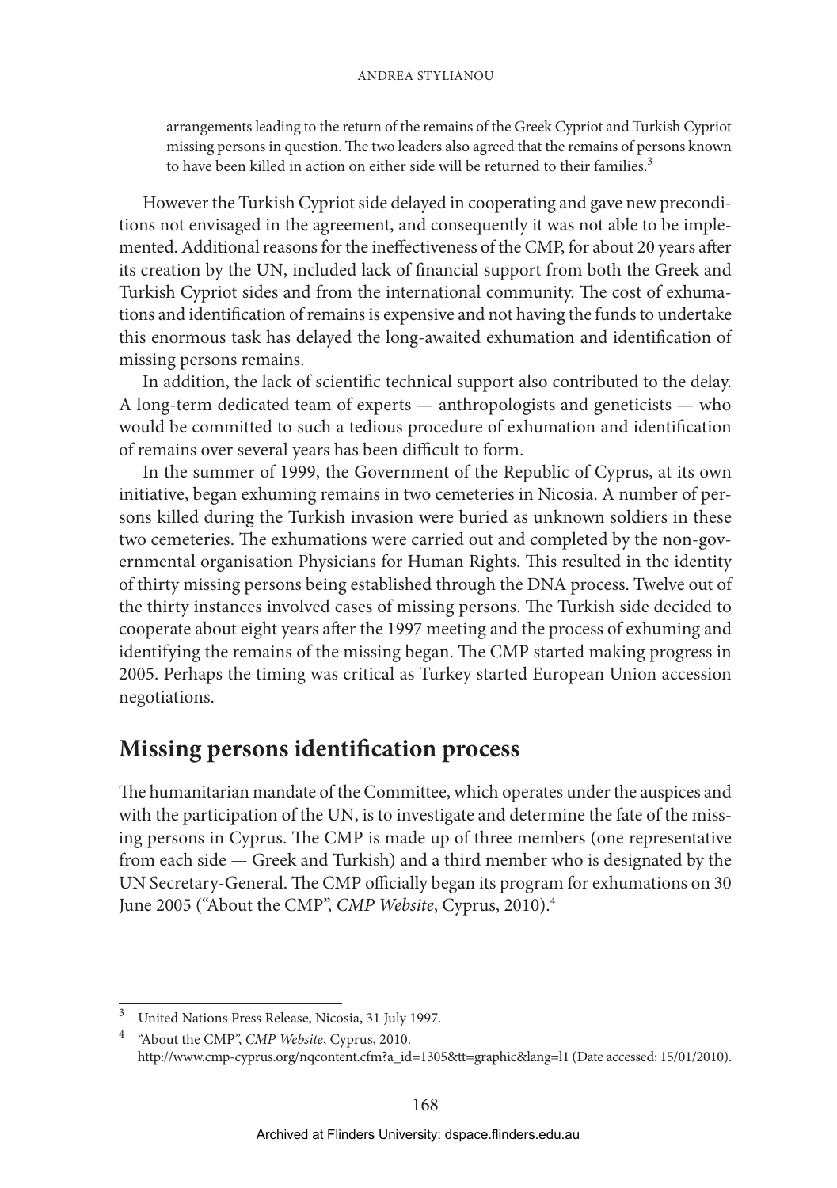> arrangements leading to the return of the remains of the Greek Cypriot and Turkish Cypriot missing persons in question. The two leaders also agreed that the remains of persons known to have been killed in action on either side will be returned to their families.[3]

However the Turkish Cypriot side delayed in cooperating and gave new preconditions not envisaged in the agreement, and consequently it was not able to be implemented. Additional reasons for the ineffectiveness of the CMP, for about 20 years after its creation by the UN, included lack of financial support from both the Greek and Turkish Cypriot sides and from the international community. The cost of exhumations and identification of remains is expensive and not having the funds to undertake this enormous task has delayed the long-awaited exhumation and identification of missing persons remains.

In addition, the lack of scientific technical support also contributed to the delay. A long-term dedicated team of experts — anthropologists and geneticists — who would be committed to such a tedious procedure of exhumation and identification of remains over several years has been difficult to form.

In the summer of 1999, the Government of the Republic of Cyprus, at its own initiative, began exhuming remains in two cemeteries in Nicosia. A number of persons killed during the Turkish invasion were buried as unknown soldiers in these two cemeteries. The exhumations were carried out and completed by the non-governmental organisation Physicians for Human Rights. This resulted in the identity of thirty missing persons being established through the DNA process. Twelve out of the thirty instances involved cases of missing persons. The Turkish side decided to cooperate about eight years after the 1997 meeting and the process of exhuming and identifying the remains of the missing began. The CMP started making progress in 2005. Perhaps the timing was critical as Turkey started European Union accession negotiations.

## Missing persons identification process

The humanitarian mandate of the Committee, which operates under the auspices and with the participation of the UN, is to investigate and determine the fate of the missing persons in Cyprus. The CMP is made up of three members (one representative from each side — Greek and Turkish) and a third member who is designated by the UN Secretary-General. The CMP officially began its program for exhumations on 30 June 2005 ("About the CMP", *CMP Website*, Cyprus, 2010).[4]

---

[3] United Nations Press Release, Nicosia, 31 July 1997.

[4] "About the CMP", *CMP Website*, Cyprus, 2010. http://www.cmp-cyprus.org/nqcontent.cfm?a_id=1305&tt=graphic&lang=l1 (Date accessed: 15/01/2010).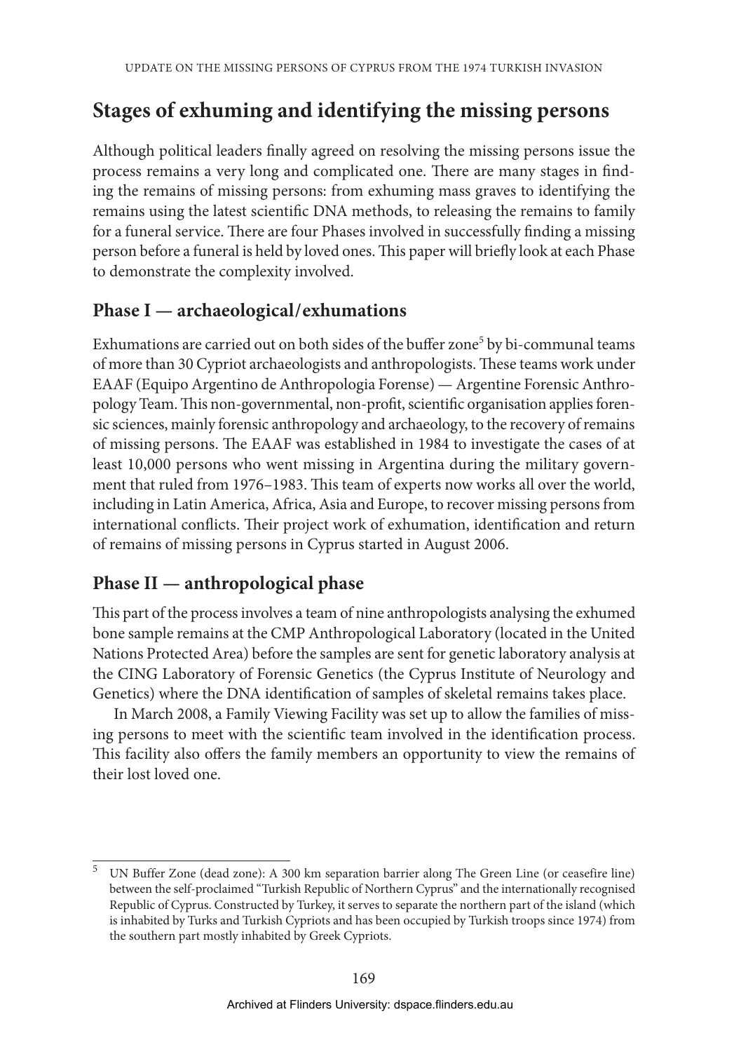## Stages of exhuming and identifying the missing persons

Although political leaders finally agreed on resolving the missing persons issue the process remains a very long and complicated one. There are many stages in finding the remains of missing persons: from exhuming mass graves to identifying the remains using the latest scientific DNA methods, to releasing the remains to family for a funeral service. There are four Phases involved in successfully finding a missing person before a funeral is held by loved ones. This paper will briefly look at each Phase to demonstrate the complexity involved.

### Phase I — archaeological/exhumations

Exhumations are carried out on both sides of the buffer zone[5] by bi-communal teams of more than 30 Cypriot archaeologists and anthropologists. These teams work under EAAF (Equipo Argentino de Anthropologia Forense) — Argentine Forensic Anthropology Team. This non-governmental, non-profit, scientific organisation applies forensic sciences, mainly forensic anthropology and archaeology, to the recovery of remains of missing persons. The EAAF was established in 1984 to investigate the cases of at least 10,000 persons who went missing in Argentina during the military government that ruled from 1976–1983. This team of experts now works all over the world, including in Latin America, Africa, Asia and Europe, to recover missing persons from international conflicts. Their project work of exhumation, identification and return of remains of missing persons in Cyprus started in August 2006.

### Phase II — anthropological phase

This part of the process involves a team of nine anthropologists analysing the exhumed bone sample remains at the CMP Anthropological Laboratory (located in the United Nations Protected Area) before the samples are sent for genetic laboratory analysis at the CING Laboratory of Forensic Genetics (the Cyprus Institute of Neurology and Genetics) where the DNA identification of samples of skeletal remains takes place.

In March 2008, a Family Viewing Facility was set up to allow the families of missing persons to meet with the scientific team involved in the identification process. This facility also offers the family members an opportunity to view the remains of their lost loved one.

---

[5] UN Buffer Zone (dead zone): A 300 km separation barrier along The Green Line (or ceasefire line) between the self-proclaimed "Turkish Republic of Northern Cyprus" and the internationally recognised Republic of Cyprus. Constructed by Turkey, it serves to separate the northern part of the island (which is inhabited by Turks and Turkish Cypriots and has been occupied by Turkish troops since 1974) from the southern part mostly inhabited by Greek Cypriots.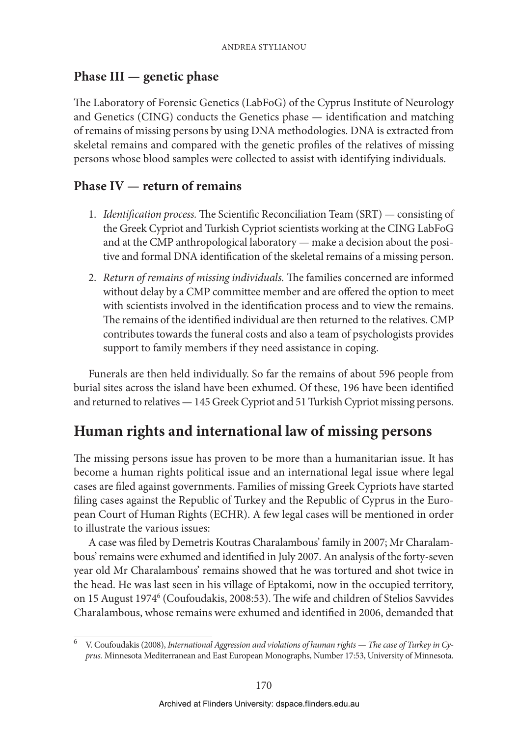## Phase III — genetic phase

The Laboratory of Forensic Genetics (LabFoG) of the Cyprus Institute of Neurology and Genetics (CING) conducts the Genetics phase — identification and matching of remains of missing persons by using DNA methodologies. DNA is extracted from skeletal remains and compared with the genetic profiles of the relatives of missing persons whose blood samples were collected to assist with identifying individuals.

## Phase IV — return of remains

1. *Identification process.* The Scientific Reconciliation Team (SRT) — consisting of the Greek Cypriot and Turkish Cypriot scientists working at the CING LabFoG and at the CMP anthropological laboratory — make a decision about the positive and formal DNA identification of the skeletal remains of a missing person.
2. *Return of remains of missing individuals.* The families concerned are informed without delay by a CMP committee member and are offered the option to meet with scientists involved in the identification process and to view the remains. The remains of the identified individual are then returned to the relatives. CMP contributes towards the funeral costs and also a team of psychologists provides support to family members if they need assistance in coping.

Funerals are then held individually. So far the remains of about 596 people from burial sites across the island have been exhumed. Of these, 196 have been identified and returned to relatives — 145 Greek Cypriot and 51 Turkish Cypriot missing persons.

# Human rights and international law of missing persons

The missing persons issue has proven to be more than a humanitarian issue. It has become a human rights political issue and an international legal issue where legal cases are filed against governments. Families of missing Greek Cypriots have started filing cases against the Republic of Turkey and the Republic of Cyprus in the European Court of Human Rights (ECHR). A few legal cases will be mentioned in order to illustrate the various issues:

A case was filed by Demetris Koutras Charalambous' family in 2007; Mr Charalambous' remains were exhumed and identified in July 2007. An analysis of the forty-seven year old Mr Charalambous' remains showed that he was tortured and shot twice in the head. He was last seen in his village of Eptakomi, now in the occupied territory, on 15 August 1974[6] (Coufoudakis, 2008:53). The wife and children of Stelios Savvides Charalambous, whose remains were exhumed and identified in 2006, demanded that

[6] V. Coufoudakis (2008), *International Aggression and violations of human rights — The case of Turkey in Cyprus.* Minnesota Mediterranean and East European Monographs, Number 17:53, University of Minnesota.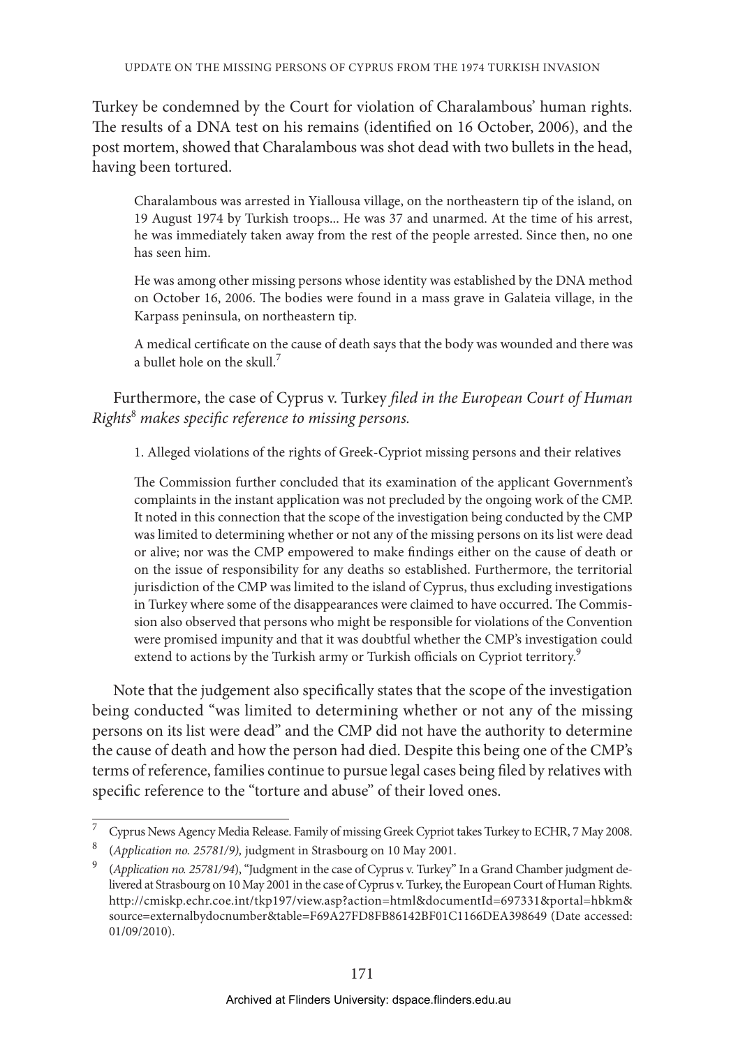Turkey be condemned by the Court for violation of Charalambous' human rights. The results of a DNA test on his remains (identified on 16 October, 2006), and the post mortem, showed that Charalambous was shot dead with two bullets in the head, having been tortured.

> Charalambous was arrested in Yiallousa village, on the northeastern tip of the island, on 19 August 1974 by Turkish troops... He was 37 and unarmed. At the time of his arrest, he was immediately taken away from the rest of the people arrested. Since then, no one has seen him.
>
> He was among other missing persons whose identity was established by the DNA method on October 16, 2006. The bodies were found in a mass grave in Galateia village, in the Karpass peninsula, on northeastern tip.
>
> A medical certificate on the cause of death says that the body was wounded and there was a bullet hole on the skull.[7]

Furthermore, the case of Cyprus v. Turkey *filed in the European Court of Human Rights*[8] *makes specific reference to missing persons.*

> 1. Alleged violations of the rights of Greek-Cypriot missing persons and their relatives
>
> The Commission further concluded that its examination of the applicant Government's complaints in the instant application was not precluded by the ongoing work of the CMP. It noted in this connection that the scope of the investigation being conducted by the CMP was limited to determining whether or not any of the missing persons on its list were dead or alive; nor was the CMP empowered to make findings either on the cause of death or on the issue of responsibility for any deaths so established. Furthermore, the territorial jurisdiction of the CMP was limited to the island of Cyprus, thus excluding investigations in Turkey where some of the disappearances were claimed to have occurred. The Commission also observed that persons who might be responsible for violations of the Convention were promised impunity and that it was doubtful whether the CMP's investigation could extend to actions by the Turkish army or Turkish officials on Cypriot territory.[9]

Note that the judgement also specifically states that the scope of the investigation being conducted "was limited to determining whether or not any of the missing persons on its list were dead" and the CMP did not have the authority to determine the cause of death and how the person had died. Despite this being one of the CMP's terms of reference, families continue to pursue legal cases being filed by relatives with specific reference to the "torture and abuse" of their loved ones.

---

[7] Cyprus News Agency Media Release. Family of missing Greek Cypriot takes Turkey to ECHR, 7 May 2008.

[8] (*Application no. 25781/9),* judgment in Strasbourg on 10 May 2001.

[9] (*Application no. 25781/94*), "Judgment in the case of Cyprus v. Turkey" In a Grand Chamber judgment delivered at Strasbourg on 10 May 2001 in the case of Cyprus v. Turkey, the European Court of Human Rights. http://cmiskp.echr.coe.int/tkp197/view.asp?action=html&documentId=697331&portal=hbkm&source=externalbydocnumber&table=F69A27FD8FB86142BF01C1166DEA398649 (Date accessed: 01/09/2010).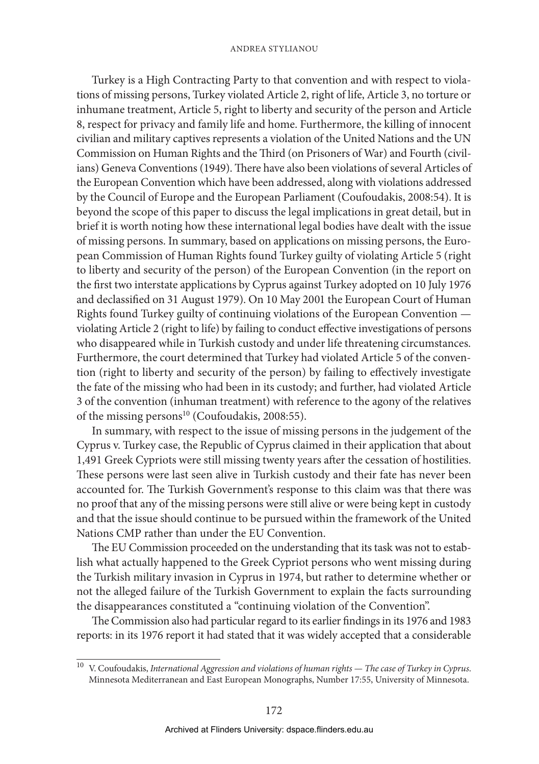Turkey is a High Contracting Party to that convention and with respect to violations of missing persons, Turkey violated Article 2, right of life, Article 3, no torture or inhumane treatment, Article 5, right to liberty and security of the person and Article 8, respect for privacy and family life and home. Furthermore, the killing of innocent civilian and military captives represents a violation of the United Nations and the UN Commission on Human Rights and the Third (on Prisoners of War) and Fourth (civilians) Geneva Conventions (1949). There have also been violations of several Articles of the European Convention which have been addressed, along with violations addressed by the Council of Europe and the European Parliament (Coufoudakis, 2008:54). It is beyond the scope of this paper to discuss the legal implications in great detail, but in brief it is worth noting how these international legal bodies have dealt with the issue of missing persons. In summary, based on applications on missing persons, the European Commission of Human Rights found Turkey guilty of violating Article 5 (right to liberty and security of the person) of the European Convention (in the report on the first two interstate applications by Cyprus against Turkey adopted on 10 July 1976 and declassified on 31 August 1979). On 10 May 2001 the European Court of Human Rights found Turkey guilty of continuing violations of the European Convention — violating Article 2 (right to life) by failing to conduct effective investigations of persons who disappeared while in Turkish custody and under life threatening circumstances. Furthermore, the court determined that Turkey had violated Article 5 of the convention (right to liberty and security of the person) by failing to effectively investigate the fate of the missing who had been in its custody; and further, had violated Article 3 of the convention (inhuman treatment) with reference to the agony of the relatives of the missing persons[10] (Coufoudakis, 2008:55).

In summary, with respect to the issue of missing persons in the judgement of the Cyprus v. Turkey case, the Republic of Cyprus claimed in their application that about 1,491 Greek Cypriots were still missing twenty years after the cessation of hostilities. These persons were last seen alive in Turkish custody and their fate has never been accounted for. The Turkish Government's response to this claim was that there was no proof that any of the missing persons were still alive or were being kept in custody and that the issue should continue to be pursued within the framework of the United Nations CMP rather than under the EU Convention.

The EU Commission proceeded on the understanding that its task was not to establish what actually happened to the Greek Cypriot persons who went missing during the Turkish military invasion in Cyprus in 1974, but rather to determine whether or not the alleged failure of the Turkish Government to explain the facts surrounding the disappearances constituted a "continuing violation of the Convention".

The Commission also had particular regard to its earlier findings in its 1976 and 1983 reports: in its 1976 report it had stated that it was widely accepted that a considerable

---

[10] V. Coufoudakis, *International Aggression and violations of human rights — The case of Turkey in Cyprus*. Minnesota Mediterranean and East European Monographs, Number 17:55, University of Minnesota.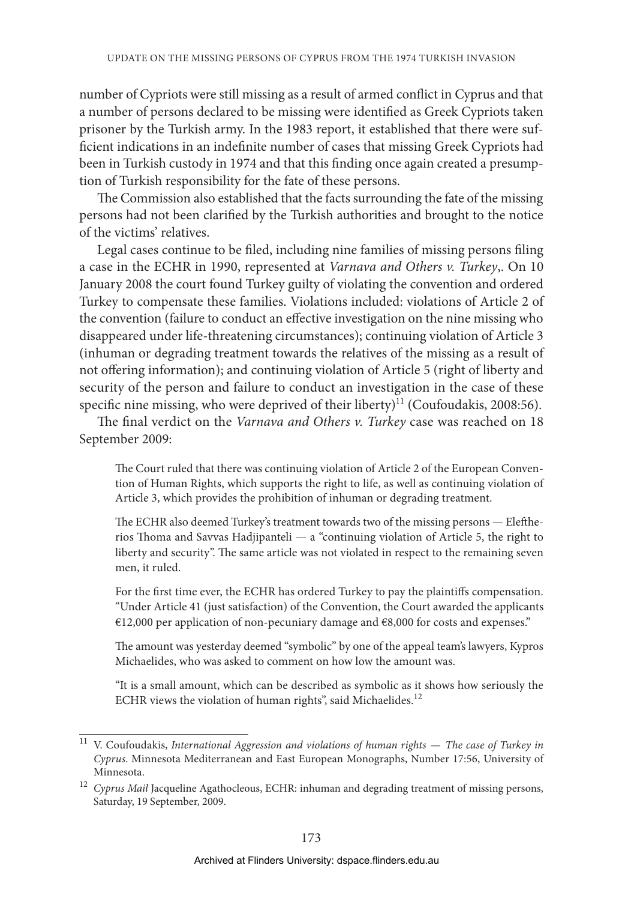number of Cypriots were still missing as a result of armed conflict in Cyprus and that a number of persons declared to be missing were identified as Greek Cypriots taken prisoner by the Turkish army. In the 1983 report, it established that there were sufficient indications in an indefinite number of cases that missing Greek Cypriots had been in Turkish custody in 1974 and that this finding once again created a presumption of Turkish responsibility for the fate of these persons.

The Commission also established that the facts surrounding the fate of the missing persons had not been clarified by the Turkish authorities and brought to the notice of the victims' relatives.

Legal cases continue to be filed, including nine families of missing persons filing a case in the ECHR in 1990, represented at *Varnava and Others v. Turkey*,. On 10 January 2008 the court found Turkey guilty of violating the convention and ordered Turkey to compensate these families. Violations included: violations of Article 2 of the convention (failure to conduct an effective investigation on the nine missing who disappeared under life-threatening circumstances); continuing violation of Article 3 (inhuman or degrading treatment towards the relatives of the missing as a result of not offering information); and continuing violation of Article 5 (right of liberty and security of the person and failure to conduct an investigation in the case of these specific nine missing, who were deprived of their liberty)[11] (Coufoudakis, 2008:56).

The final verdict on the *Varnava and Others v. Turkey* case was reached on 18 September 2009:

> The Court ruled that there was continuing violation of Article 2 of the European Convention of Human Rights, which supports the right to life, as well as continuing violation of Article 3, which provides the prohibition of inhuman or degrading treatment.
>
> The ECHR also deemed Turkey's treatment towards two of the missing persons — Eleftherios Thoma and Savvas Hadjipanteli — a "continuing violation of Article 5, the right to liberty and security". The same article was not violated in respect to the remaining seven men, it ruled.
>
> For the first time ever, the ECHR has ordered Turkey to pay the plaintiffs compensation. "Under Article 41 (just satisfaction) of the Convention, the Court awarded the applicants €12,000 per application of non-pecuniary damage and €8,000 for costs and expenses."
>
> The amount was yesterday deemed "symbolic" by one of the appeal team's lawyers, Kypros Michaelides, who was asked to comment on how low the amount was.
>
> "It is a small amount, which can be described as symbolic as it shows how seriously the ECHR views the violation of human rights", said Michaelides.[12]

---

[11] V. Coufoudakis, *International Aggression and violations of human rights — The case of Turkey in Cyprus*. Minnesota Mediterranean and East European Monographs, Number 17:56, University of Minnesota.

[12] *Cyprus Mail* Jacqueline Agathocleous, ECHR: inhuman and degrading treatment of missing persons, Saturday, 19 September, 2009.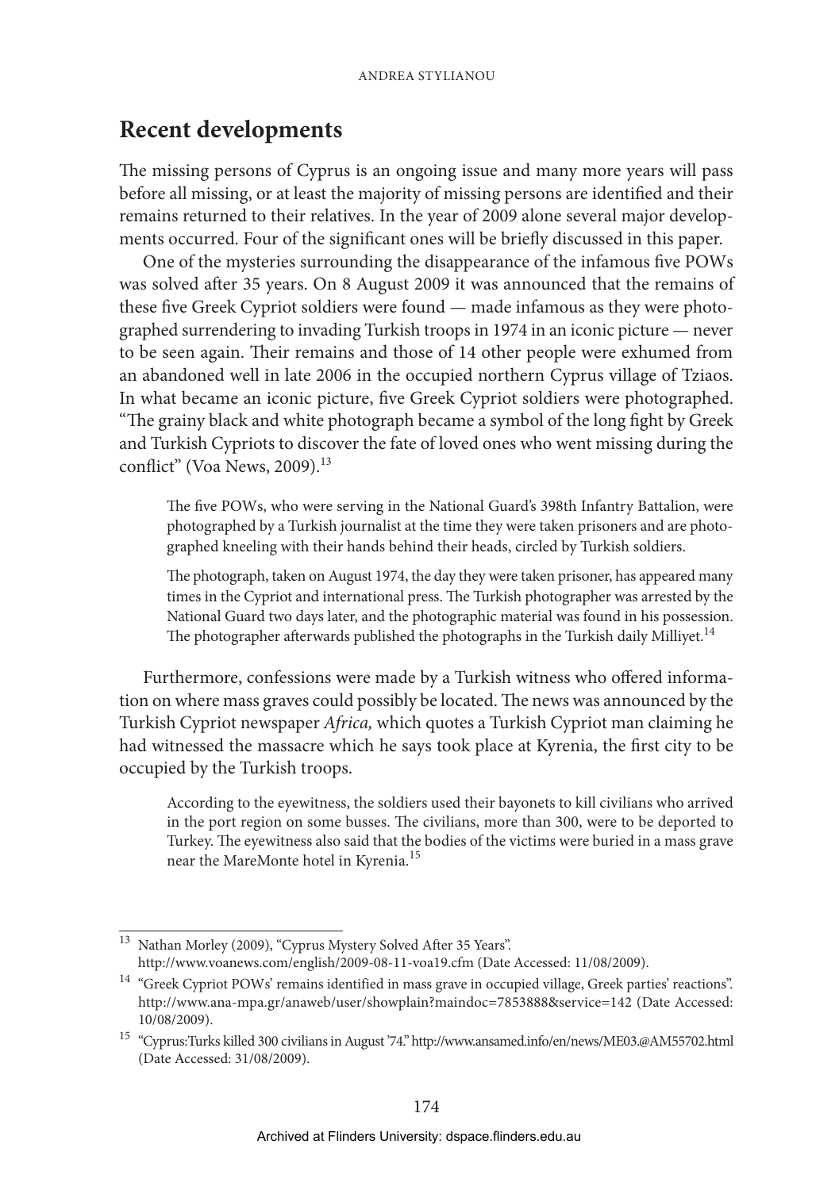## Recent developments

The missing persons of Cyprus is an ongoing issue and many more years will pass before all missing, or at least the majority of missing persons are identified and their remains returned to their relatives. In the year of 2009 alone several major developments occurred. Four of the significant ones will be briefly discussed in this paper.

One of the mysteries surrounding the disappearance of the infamous five POWs was solved after 35 years. On 8 August 2009 it was announced that the remains of these five Greek Cypriot soldiers were found — made infamous as they were photographed surrendering to invading Turkish troops in 1974 in an iconic picture — never to be seen again. Their remains and those of 14 other people were exhumed from an abandoned well in late 2006 in the occupied northern Cyprus village of Tziaos. In what became an iconic picture, five Greek Cypriot soldiers were photographed. "The grainy black and white photograph became a symbol of the long fight by Greek and Turkish Cypriots to discover the fate of loved ones who went missing during the conflict" (Voa News, 2009).[13]

> The five POWs, who were serving in the National Guard's 398th Infantry Battalion, were photographed by a Turkish journalist at the time they were taken prisoners and are photographed kneeling with their hands behind their heads, circled by Turkish soldiers.
>
> The photograph, taken on August 1974, the day they were taken prisoner, has appeared many times in the Cypriot and international press. The Turkish photographer was arrested by the National Guard two days later, and the photographic material was found in his possession. The photographer afterwards published the photographs in the Turkish daily Milliyet.[14]

Furthermore, confessions were made by a Turkish witness who offered information on where mass graves could possibly be located. The news was announced by the Turkish Cypriot newspaper *Africa,* which quotes a Turkish Cypriot man claiming he had witnessed the massacre which he says took place at Kyrenia, the first city to be occupied by the Turkish troops.

> According to the eyewitness, the soldiers used their bayonets to kill civilians who arrived in the port region on some busses. The civilians, more than 300, were to be deported to Turkey. The eyewitness also said that the bodies of the victims were buried in a mass grave near the MareMonte hotel in Kyrenia.[15]

---

[13] Nathan Morley (2009), "Cyprus Mystery Solved After 35 Years". http://www.voanews.com/english/2009-08-11-voa19.cfm (Date Accessed: 11/08/2009).

[14] "Greek Cypriot POWs' remains identified in mass grave in occupied village, Greek parties' reactions". http://www.ana-mpa.gr/anaweb/user/showplain?maindoc=7853888&service=142 (Date Accessed: 10/08/2009).

[15] "Cyprus:Turks killed 300 civilians in August '74." http://www.ansamed.info/en/news/ME03.@AM55702.html (Date Accessed: 31/08/2009).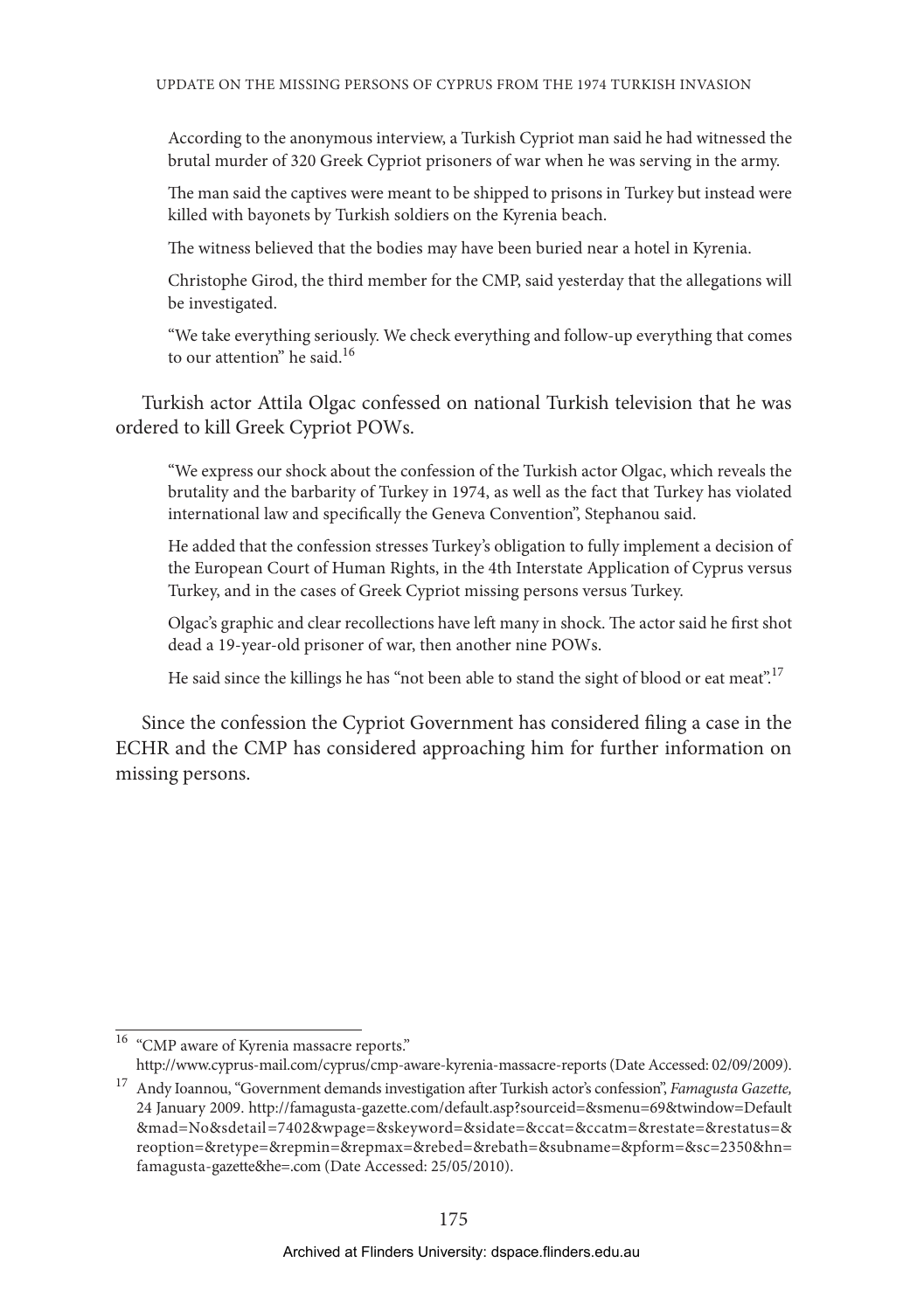> According to the anonymous interview, a Turkish Cypriot man said he had witnessed the brutal murder of 320 Greek Cypriot prisoners of war when he was serving in the army.
>
> The man said the captives were meant to be shipped to prisons in Turkey but instead were killed with bayonets by Turkish soldiers on the Kyrenia beach.
>
> The witness believed that the bodies may have been buried near a hotel in Kyrenia.
>
> Christophe Girod, the third member for the CMP, said yesterday that the allegations will be investigated.
>
> "We take everything seriously. We check everything and follow-up everything that comes to our attention" he said.[16]

Turkish actor Attila Olgac confessed on national Turkish television that he was ordered to kill Greek Cypriot POWs.

> "We express our shock about the confession of the Turkish actor Olgac, which reveals the brutality and the barbarity of Turkey in 1974, as well as the fact that Turkey has violated international law and specifically the Geneva Convention", Stephanou said.
>
> He added that the confession stresses Turkey's obligation to fully implement a decision of the European Court of Human Rights, in the 4th Interstate Application of Cyprus versus Turkey, and in the cases of Greek Cypriot missing persons versus Turkey.
>
> Olgac's graphic and clear recollections have left many in shock. The actor said he first shot dead a 19-year-old prisoner of war, then another nine POWs.
>
> He said since the killings he has "not been able to stand the sight of blood or eat meat".[17]

Since the confession the Cypriot Government has considered filing a case in the ECHR and the CMP has considered approaching him for further information on missing persons.

---

[16] "CMP aware of Kyrenia massacre reports." http://www.cyprus-mail.com/cyprus/cmp-aware-kyrenia-massacre-reports (Date Accessed: 02/09/2009).

[17] Andy Ioannou, "Government demands investigation after Turkish actor's confession", *Famagusta Gazette,* 24 January 2009. http://famagusta-gazette.com/default.asp?sourceid=&smenu=69&twindow=Default&mad=No&sdetail=7402&wpage=&skeyword=&sidate=&ccat=&ccatm=&restate=&restatus=&reoption=&retype=&repmin=&repmax=&rebed=&rebath=&subname=&pform=&sc=2350&hn=famagusta-gazette&he=.com (Date Accessed: 25/05/2010).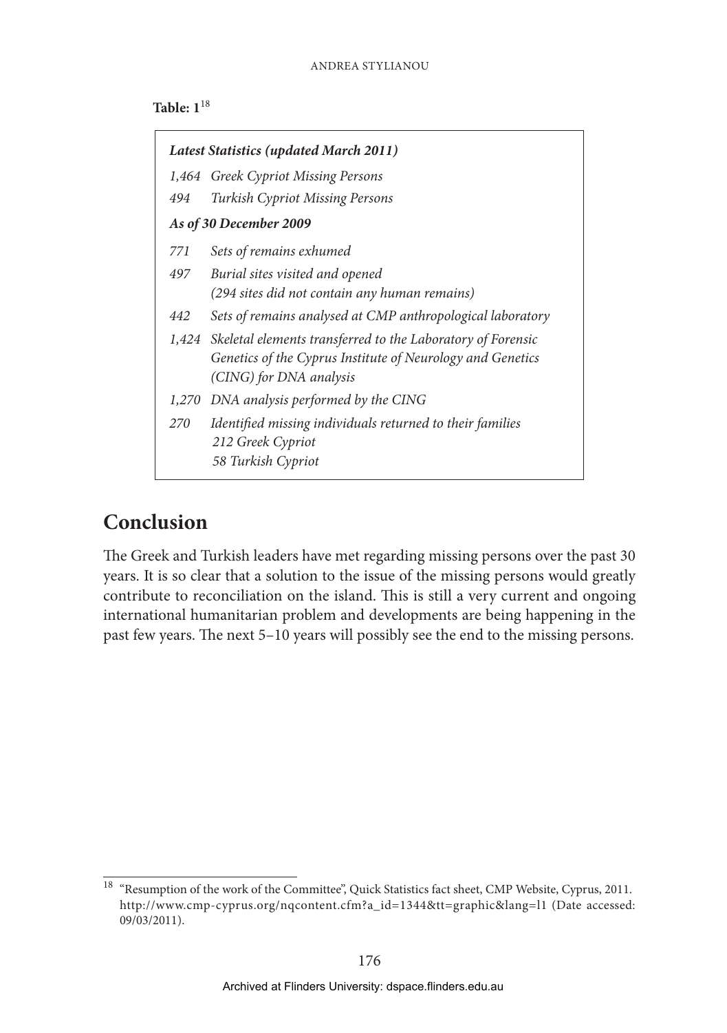**Table: 1**[18]

| | |
|---|---|
| ***Latest Statistics (updated March 2011)*** | |
| *1,464* | *Greek Cypriot Missing Persons* |
| *494* | *Turkish Cypriot Missing Persons* |
| ***As of 30 December 2009*** | |
| *771* | *Sets of remains exhumed* |
| *497* | *Burial sites visited and opened (294 sites did not contain any human remains)* |
| *442* | *Sets of remains analysed at CMP anthropological laboratory* |
| *1,424* | *Skeletal elements transferred to the Laboratory of Forensic Genetics of the Cyprus Institute of Neurology and Genetics (CING) for DNA analysis* |
| *1,270* | *DNA analysis performed by the CING* |
| *270* | *Identified missing individuals returned to their families* <br> *212 Greek Cypriot* <br> *58 Turkish Cypriot* |

## Conclusion

The Greek and Turkish leaders have met regarding missing persons over the past 30 years. It is so clear that a solution to the issue of the missing persons would greatly contribute to reconciliation on the island. This is still a very current and ongoing international humanitarian problem and developments are being happening in the past few years. The next 5–10 years will possibly see the end to the missing persons.

---

[18] "Resumption of the work of the Committee", Quick Statistics fact sheet, CMP Website, Cyprus, 2011. http://www.cmp-cyprus.org/nqcontent.cfm?a_id=1344&tt=graphic&lang=l1 (Date accessed: 09/03/2011).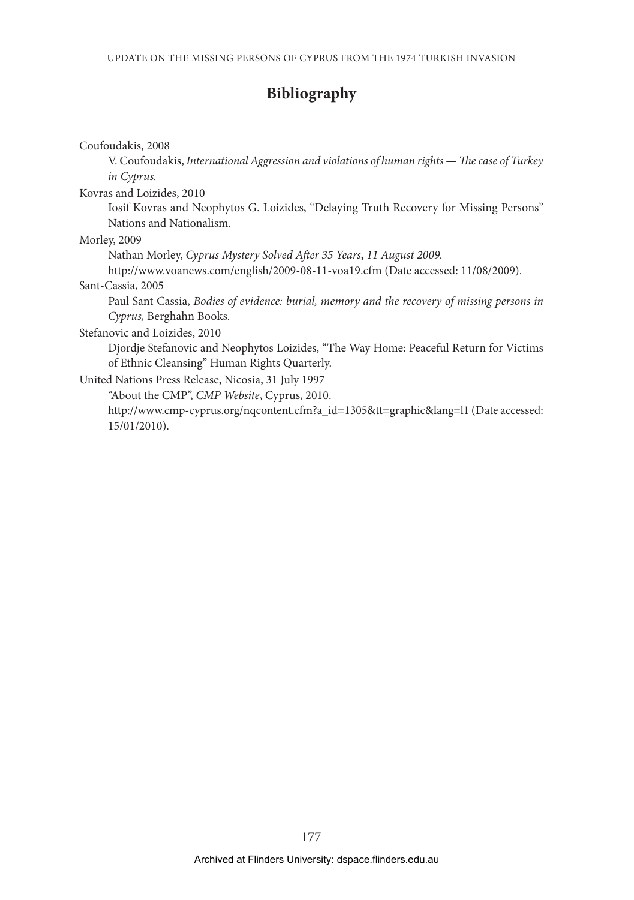## Bibliography

Coufoudakis, 2008

V. Coufoudakis, *International Aggression and violations of human rights — The case of Turkey in Cyprus.*

Kovras and Loizides, 2010

Iosif Kovras and Neophytos G. Loizides, "Delaying Truth Recovery for Missing Persons" Nations and Nationalism.

Morley, 2009

Nathan Morley, *Cyprus Mystery Solved After 35 Years***,** *11 August 2009.*

http://www.voanews.com/english/2009-08-11-voa19.cfm (Date accessed: 11/08/2009).

Sant-Cassia, 2005

Paul Sant Cassia, *Bodies of evidence: burial, memory and the recovery of missing persons in Cyprus,* Berghahn Books.

Stefanovic and Loizides, 2010

Djordje Stefanovic and Neophytos Loizides, "The Way Home: Peaceful Return for Victims of Ethnic Cleansing" Human Rights Quarterly.

United Nations Press Release, Nicosia, 31 July 1997

"About the CMP", *CMP Website*, Cyprus, 2010.

http://www.cmp-cyprus.org/nqcontent.cfm?a_id=1305&tt=graphic&lang=l1 (Date accessed: 15/01/2010).